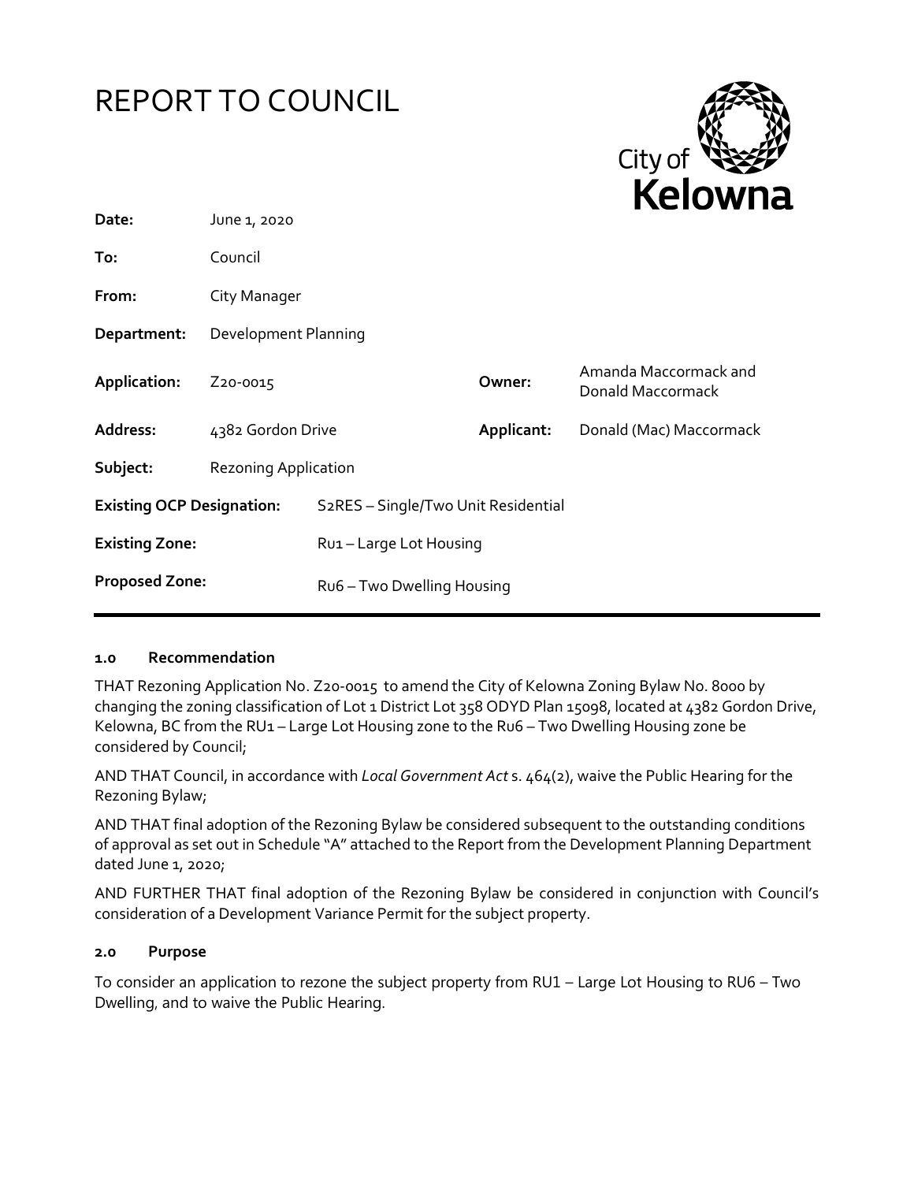# REPORT TO COUNCIL

City of **Kelowna**

| | | | |
|---|---|---|---|
| **Date:** | June 1, 2020 | | |
| **To:** | Council | | |
| **From:** | City Manager | | |
| **Department:** | Development Planning | | |
| **Application:** | Z20-0015 | **Owner:** | Amanda Maccormack and Donald Maccormack |
| **Address:** | 4382 Gordon Drive | **Applicant:** | Donald (Mac) Maccormack |
| **Subject:** | Rezoning Application | | |
| **Existing OCP Designation:** | S2RES – Single/Two Unit Residential | | |
| **Existing Zone:** | RU1 – Large Lot Housing | | |
| **Proposed Zone:** | RU6 – Two Dwelling Housing | | |

## 1.0 Recommendation

THAT Rezoning Application No. Z20-0015 to amend the City of Kelowna Zoning Bylaw No. 8000 by changing the zoning classification of Lot 1 District Lot 358 ODYD Plan 15098, located at 4382 Gordon Drive, Kelowna, BC from the RU1 – Large Lot Housing zone to the RU6 – Two Dwelling Housing zone be considered by Council;

AND THAT Council, in accordance with *Local Government Act* s. 464(2), waive the Public Hearing for the Rezoning Bylaw;

AND THAT final adoption of the Rezoning Bylaw be considered subsequent to the outstanding conditions of approval as set out in Schedule "A" attached to the Report from the Development Planning Department dated June 1, 2020;

AND FURTHER THAT final adoption of the Rezoning Bylaw be considered in conjunction with Council's consideration of a Development Variance Permit for the subject property.

## 2.0 Purpose

To consider an application to rezone the subject property from RU1 – Large Lot Housing to RU6 – Two Dwelling, and to waive the Public Hearing.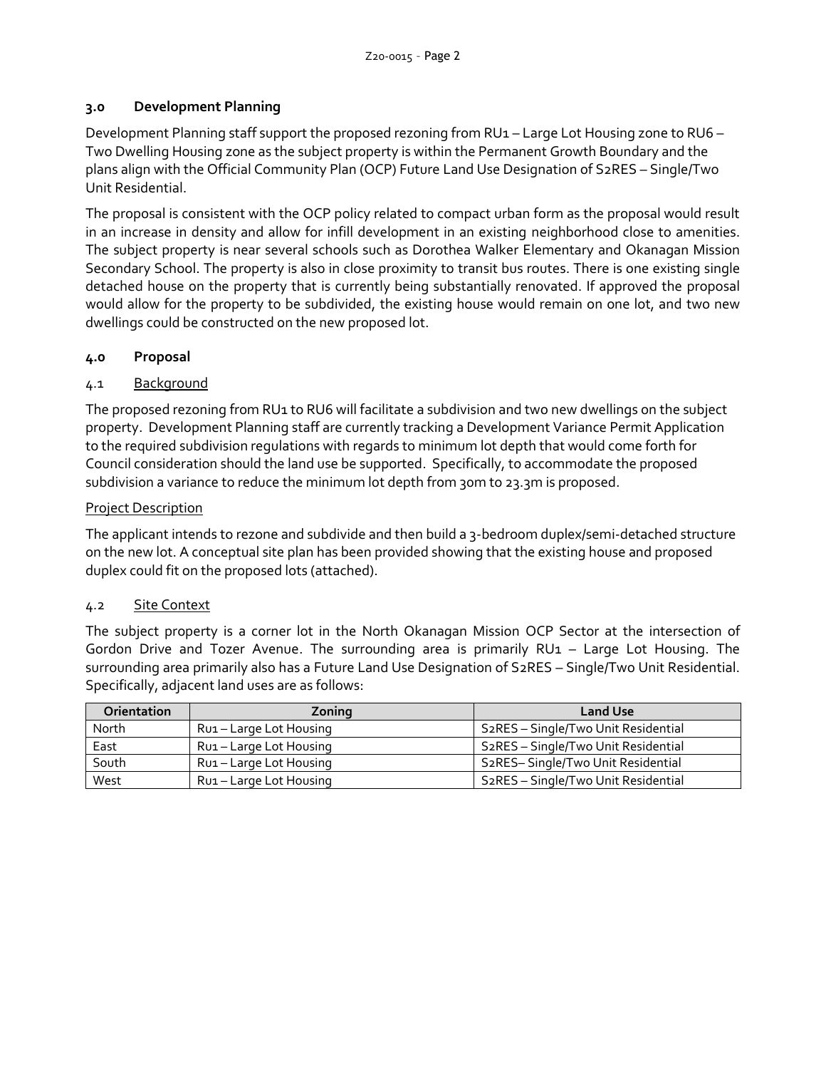## 3.0 Development Planning

Development Planning staff support the proposed rezoning from RU1 – Large Lot Housing zone to RU6 – Two Dwelling Housing zone as the subject property is within the Permanent Growth Boundary and the plans align with the Official Community Plan (OCP) Future Land Use Designation of S2RES – Single/Two Unit Residential.

The proposal is consistent with the OCP policy related to compact urban form as the proposal would result in an increase in density and allow for infill development in an existing neighborhood close to amenities. The subject property is near several schools such as Dorothea Walker Elementary and Okanagan Mission Secondary School. The property is also in close proximity to transit bus routes. There is one existing single detached house on the property that is currently being substantially renovated. If approved the proposal would allow for the property to be subdivided, the existing house would remain on one lot, and two new dwellings could be constructed on the new proposed lot.

## 4.0 Proposal

### 4.1 Background

The proposed rezoning from RU1 to RU6 will facilitate a subdivision and two new dwellings on the subject property. Development Planning staff are currently tracking a Development Variance Permit Application to the required subdivision regulations with regards to minimum lot depth that would come forth for Council consideration should the land use be supported. Specifically, to accommodate the proposed subdivision a variance to reduce the minimum lot depth from 30m to 23.3m is proposed.

Project Description

The applicant intends to rezone and subdivide and then build a 3-bedroom duplex/semi-detached structure on the new lot. A conceptual site plan has been provided showing that the existing house and proposed duplex could fit on the proposed lots (attached).

### 4.2 Site Context

The subject property is a corner lot in the North Okanagan Mission OCP Sector at the intersection of Gordon Drive and Tozer Avenue. The surrounding area is primarily RU1 – Large Lot Housing. The surrounding area primarily also has a Future Land Use Designation of S2RES – Single/Two Unit Residential. Specifically, adjacent land uses are as follows:

| Orientation | Zoning | Land Use |
|---|---|---|
| North | Ru1 – Large Lot Housing | S2RES – Single/Two Unit Residential |
| East | Ru1 – Large Lot Housing | S2RES – Single/Two Unit Residential |
| South | Ru1 – Large Lot Housing | S2RES– Single/Two Unit Residential |
| West | Ru1 – Large Lot Housing | S2RES – Single/Two Unit Residential |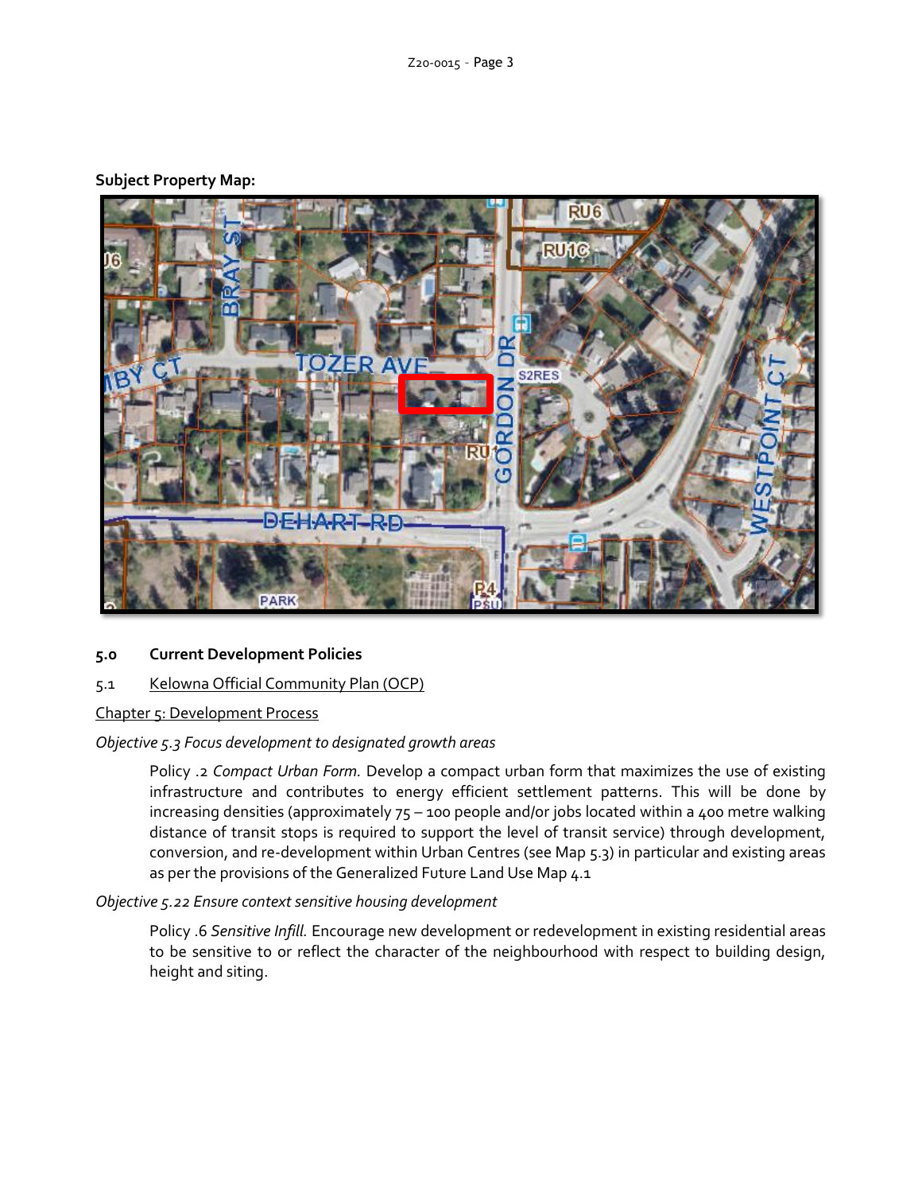**Subject Property Map:**

## 5.0 Current Development Policies

### 5.1 Kelowna Official Community Plan (OCP)

Chapter 5: Development Process

*Objective 5.3 Focus development to designated growth areas*

Policy .2 *Compact Urban Form.* Develop a compact urban form that maximizes the use of existing infrastructure and contributes to energy efficient settlement patterns. This will be done by increasing densities (approximately 75 – 100 people and/or jobs located within a 400 metre walking distance of transit stops is required to support the level of transit service) through development, conversion, and re-development within Urban Centres (see Map 5.3) in particular and existing areas as per the provisions of the Generalized Future Land Use Map 4.1

*Objective 5.22 Ensure context sensitive housing development*

Policy .6 *Sensitive Infill.* Encourage new development or redevelopment in existing residential areas to be sensitive to or reflect the character of the neighbourhood with respect to building design, height and siting.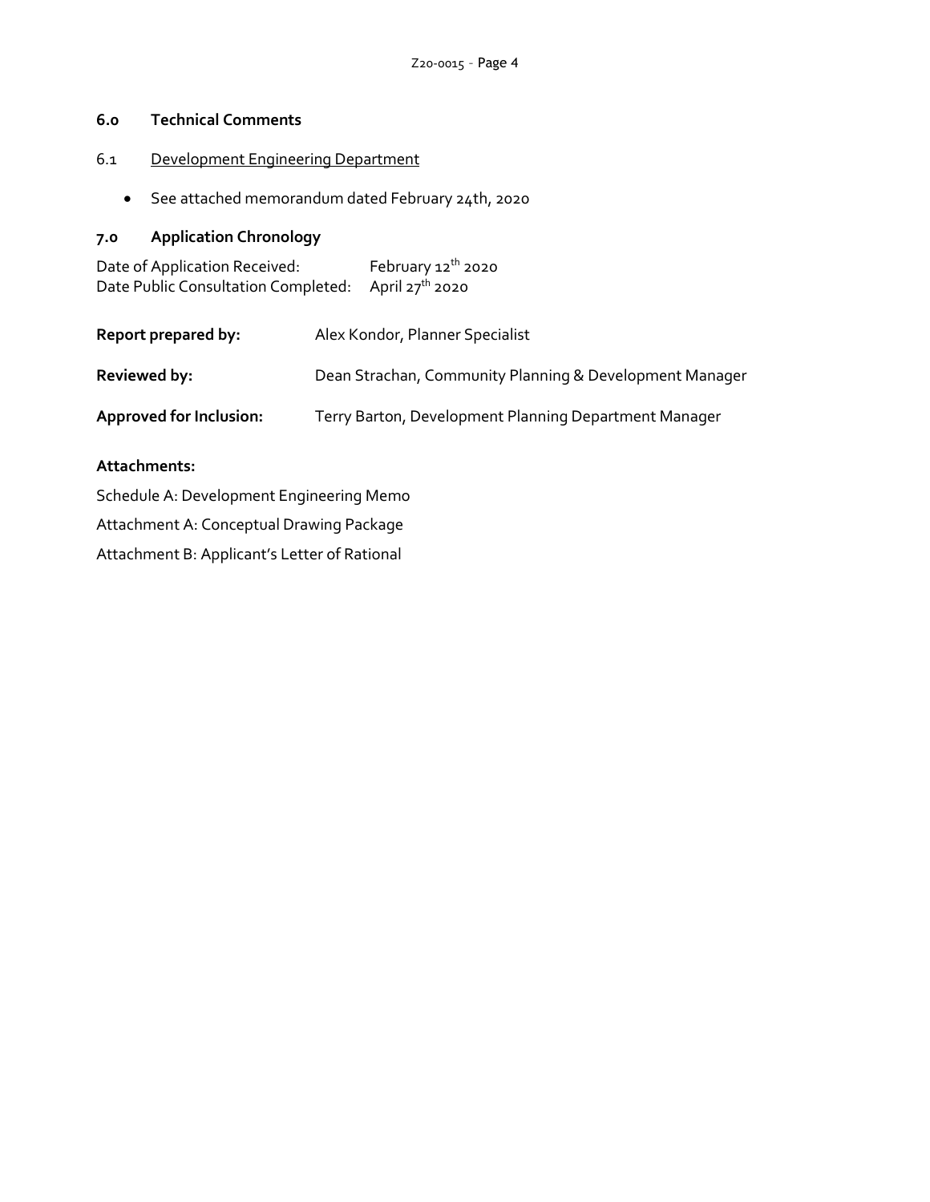## 6.0 Technical Comments

6.1 Development Engineering Department

- See attached memorandum dated February 24th, 2020

## 7.0 Application Chronology

Date of Application Received: February 12th 2020
Date Public Consultation Completed: April 27th 2020

**Report prepared by:** Alex Kondor, Planner Specialist

**Reviewed by:** Dean Strachan, Community Planning & Development Manager

**Approved for Inclusion:** Terry Barton, Development Planning Department Manager

**Attachments:**

Schedule A: Development Engineering Memo

Attachment A: Conceptual Drawing Package

Attachment B: Applicant's Letter of Rational